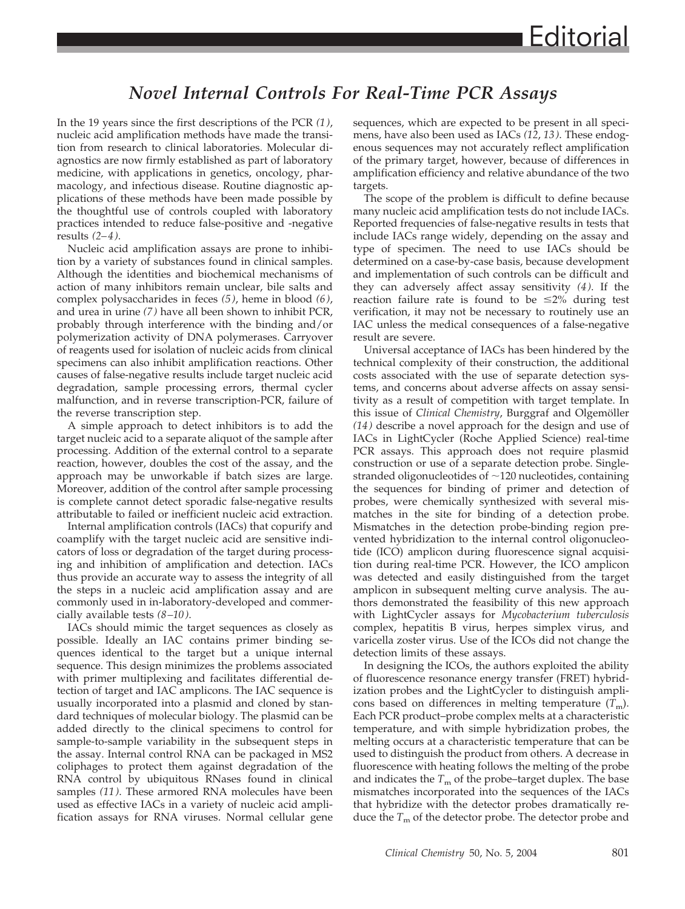# Editorial

## *Novel Internal Controls For Real-Time PCR Assays*

In the 19 years since the first descriptions of the PCR *(1)*, nucleic acid amplification methods have made the transition from research to clinical laboratories. Molecular diagnostics are now firmly established as part of laboratory medicine, with applications in genetics, oncology, pharmacology, and infectious disease. Routine diagnostic applications of these methods have been made possible by the thoughtful use of controls coupled with laboratory practices intended to reduce false-positive and -negative results *(2–4)*.

Nucleic acid amplification assays are prone to inhibition by a variety of substances found in clinical samples. Although the identities and biochemical mechanisms of action of many inhibitors remain unclear, bile salts and complex polysaccharides in feces *(5)*, heme in blood *(6)*, and urea in urine *(7)* have all been shown to inhibit PCR, probably through interference with the binding and/or polymerization activity of DNA polymerases. Carryover of reagents used for isolation of nucleic acids from clinical specimens can also inhibit amplification reactions. Other causes of false-negative results include target nucleic acid degradation, sample processing errors, thermal cycler malfunction, and in reverse transcription-PCR, failure of the reverse transcription step.

A simple approach to detect inhibitors is to add the target nucleic acid to a separate aliquot of the sample after processing. Addition of the external control to a separate reaction, however, doubles the cost of the assay, and the approach may be unworkable if batch sizes are large. Moreover, addition of the control after sample processing is complete cannot detect sporadic false-negative results attributable to failed or inefficient nucleic acid extraction.

Internal amplification controls (IACs) that copurify and coamplify with the target nucleic acid are sensitive indicators of loss or degradation of the target during processing and inhibition of amplification and detection. IACs thus provide an accurate way to assess the integrity of all the steps in a nucleic acid amplification assay and are commonly used in in-laboratory-developed and commercially available tests *(8–10)*.

IACs should mimic the target sequences as closely as possible. Ideally an IAC contains primer binding sequences identical to the target but a unique internal sequence. This design minimizes the problems associated with primer multiplexing and facilitates differential detection of target and IAC amplicons. The IAC sequence is usually incorporated into a plasmid and cloned by standard techniques of molecular biology. The plasmid can be added directly to the clinical specimens to control for sample-to-sample variability in the subsequent steps in the assay. Internal control RNA can be packaged in MS2 coliphages to protect them against degradation of the RNA control by ubiquitous RNases found in clinical samples *(11)*. These armored RNA molecules have been used as effective IACs in a variety of nucleic acid amplification assays for RNA viruses. Normal cellular gene sequences, which are expected to be present in all specimens, have also been used as IACs *(12, 13)*. These endogenous sequences may not accurately reflect amplification of the primary target, however, because of differences in amplification efficiency and relative abundance of the two targets.

The scope of the problem is difficult to define because many nucleic acid amplification tests do not include IACs. Reported frequencies of false-negative results in tests that include IACs range widely, depending on the assay and type of specimen. The need to use IACs should be determined on a case-by-case basis, because development and implementation of such controls can be difficult and they can adversely affect assay sensitivity *(4)*. If the reaction failure rate is found to be ≤2% during test verification, it may not be necessary to routinely use an IAC unless the medical consequences of a false-negative result are severe.

Universal acceptance of IACs has been hindered by the technical complexity of their construction, the additional costs associated with the use of separate detection systems, and concerns about adverse affects on assay sensitivity as a result of competition with target template. In this issue of *Clinical Chemistry*, Burggraf and Olgemöller *(14)* describe a novel approach for the design and use of IACs in LightCycler (Roche Applied Science) real-time PCR assays. This approach does not require plasmid construction or use of a separate detection probe. Single-stranded oligonucleotides of ~120 nucleotides, containing the sequences for binding of primer and detection of probes, were chemically synthesized with several mismatches in the site for binding of a detection probe. Mismatches in the detection probe-binding region prevented hybridization to the internal control oligonucleotide (ICO) amplicon during fluorescence signal acquisition during real-time PCR. However, the ICO amplicon was detected and easily distinguished from the target amplicon in subsequent melting curve analysis. The authors demonstrated the feasibility of this new approach with LightCycler assays for *Mycobacterium tuberculosis* complex, hepatitis B virus, herpes simplex virus, and varicella zoster virus. Use of the ICOs did not change the detection limits of these assays.

In designing the ICOs, the authors exploited the ability of fluorescence resonance energy transfer (FRET) hybridization probes and the LightCycler to distinguish amplicons based on differences in melting temperature ($T_m$). Each PCR product–probe complex melts at a characteristic temperature, and with simple hybridization probes, the melting occurs at a characteristic temperature that can be used to distinguish the product from others. A decrease in fluorescence with heating follows the melting of the probe and indicates the $T_m$ of the probe–target duplex. The base mismatches incorporated into the sequences of the IACs that hybridize with the detector probes dramatically reduce the $T_m$ of the detector probe. The detector probe and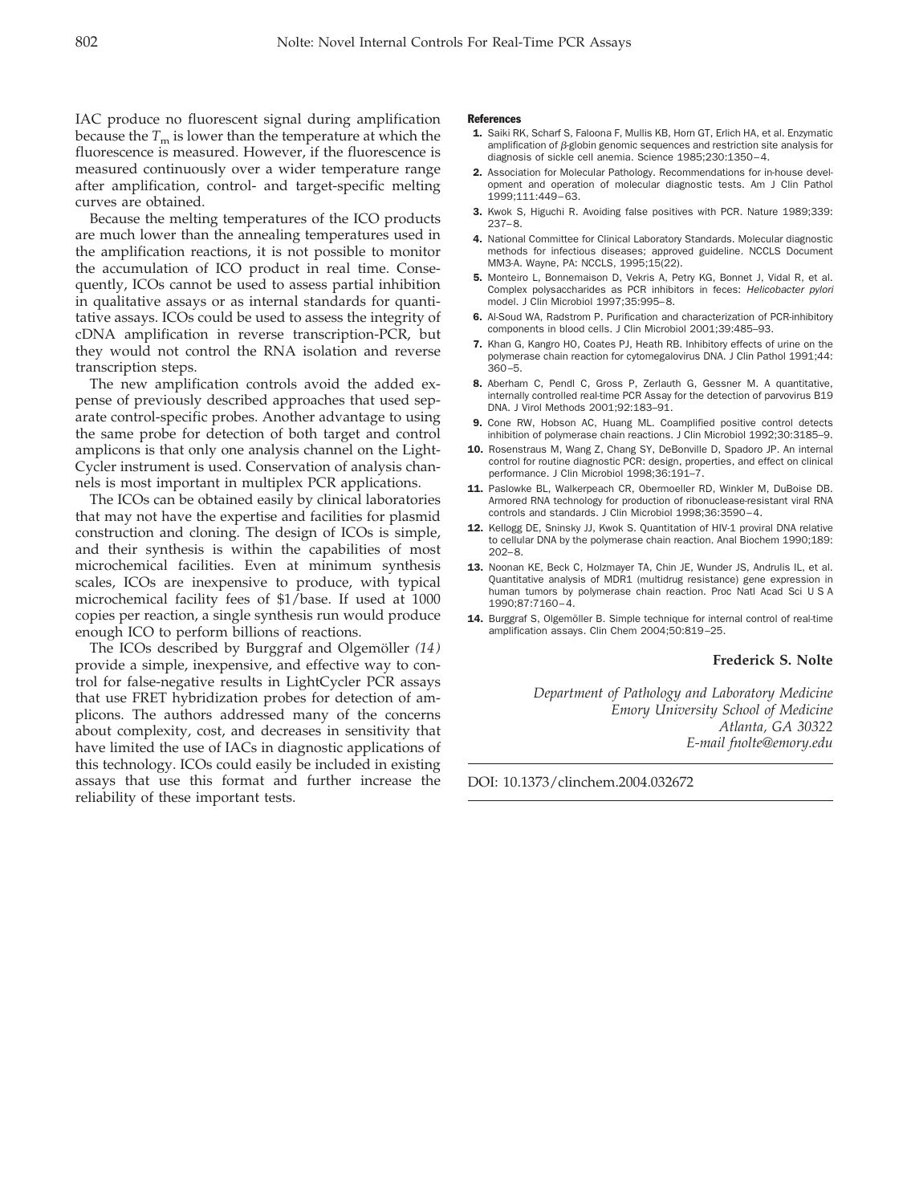IAC produce no fluorescent signal during amplification because the $T_m$ is lower than the temperature at which the fluorescence is measured. However, if the fluorescence is measured continuously over a wider temperature range after amplification, control- and target-specific melting curves are obtained.

Because the melting temperatures of the ICO products are much lower than the annealing temperatures used in the amplification reactions, it is not possible to monitor the accumulation of ICO product in real time. Consequently, ICOs cannot be used to assess partial inhibition in qualitative assays or as internal standards for quantitative assays. ICOs could be used to assess the integrity of cDNA amplification in reverse transcription-PCR, but they would not control the RNA isolation and reverse transcription steps.

The new amplification controls avoid the added expense of previously described approaches that used separate control-specific probes. Another advantage to using the same probe for detection of both target and control amplicons is that only one analysis channel on the LightCycler instrument is used. Conservation of analysis channels is most important in multiplex PCR applications.

The ICOs can be obtained easily by clinical laboratories that may not have the expertise and facilities for plasmid construction and cloning. The design of ICOs is simple, and their synthesis is within the capabilities of most microchemical facilities. Even at minimum synthesis scales, ICOs are inexpensive to produce, with typical microchemical facility fees of \$1/base. If used at 1000 copies per reaction, a single synthesis run would produce enough ICO to perform billions of reactions.

The ICOs described by Burggraf and Olgemöller *(14)* provide a simple, inexpensive, and effective way to control for false-negative results in LightCycler PCR assays that use FRET hybridization probes for detection of amplicons. The authors addressed many of the concerns about complexity, cost, and decreases in sensitivity that have limited the use of IACs in diagnostic applications of this technology. ICOs could easily be included in existing assays that use this format and further increase the reliability of these important tests.

## References

1. Saiki RK, Scharf S, Faloona F, Mullis KB, Horn GT, Erlich HA, et al. Enzymatic amplification of β-globin genomic sequences and restriction site analysis for diagnosis of sickle cell anemia. Science 1985;230:1350–4.
2. Association for Molecular Pathology. Recommendations for in-house development and operation of molecular diagnostic tests. Am J Clin Pathol 1999;111:449–63.
3. Kwok S, Higuchi R. Avoiding false positives with PCR. Nature 1989;339:237–8.
4. National Committee for Clinical Laboratory Standards. Molecular diagnostic methods for infectious diseases; approved guideline. NCCLS Document MM3-A. Wayne, PA: NCCLS, 1995;15(22).
5. Monteiro L, Bonnemaison D, Vekris A, Petry KG, Bonnet J, Vidal R, et al. Complex polysaccharides as PCR inhibitors in feces: *Helicobacter pylori* model. J Clin Microbiol 1997;35:995–8.
6. Al-Soud WA, Radstrom P. Purification and characterization of PCR-inhibitory components in blood cells. J Clin Microbiol 2001;39:485–93.
7. Khan G, Kangro HO, Coates PJ, Heath RB. Inhibitory effects of urine on the polymerase chain reaction for cytomegalovirus DNA. J Clin Pathol 1991;44:360–5.
8. Aberham C, Pendl C, Gross P, Zerlauth G, Gessner M. A quantitative, internally controlled real-time PCR Assay for the detection of parvovirus B19 DNA. J Virol Methods 2001;92:183–91.
9. Cone RW, Hobson AC, Huang ML. Coamplified positive control detects inhibition of polymerase chain reactions. J Clin Microbiol 1992;30:3185–9.
10. Rosenstraus M, Wang Z, Chang SY, DeBonville D, Spadoro JP. An internal control for routine diagnostic PCR: design, properties, and effect on clinical performance. J Clin Microbiol 1998;36:191–7.
11. Paslowke BL, Walkerpeach CR, Obermoeller RD, Winkler M, DuBoise DB. Armored RNA technology for production of ribonuclease-resistant viral RNA controls and standards. J Clin Microbiol 1998;36:3590–4.
12. Kellogg DE, Sninsky JJ, Kwok S. Quantitation of HIV-1 proviral DNA relative to cellular DNA by the polymerase chain reaction. Anal Biochem 1990;189:202–8.
13. Noonan KE, Beck C, Holzmayer TA, Chin JE, Wunder JS, Andrulis IL, et al. Quantitative analysis of MDR1 (multidrug resistance) gene expression in human tumors by polymerase chain reaction. Proc Natl Acad Sci U S A 1990;87:7160–4.
14. Burggraf S, Olgemöller B. Simple technique for internal control of real-time amplification assays. Clin Chem 2004;50:819–25.

**Frederick S. Nolte**

*Department of Pathology and Laboratory Medicine*
*Emory University School of Medicine*
*Atlanta, GA 30322*
*E-mail fnolte@emory.edu*

DOI: 10.1373/clinchem.2004.032672